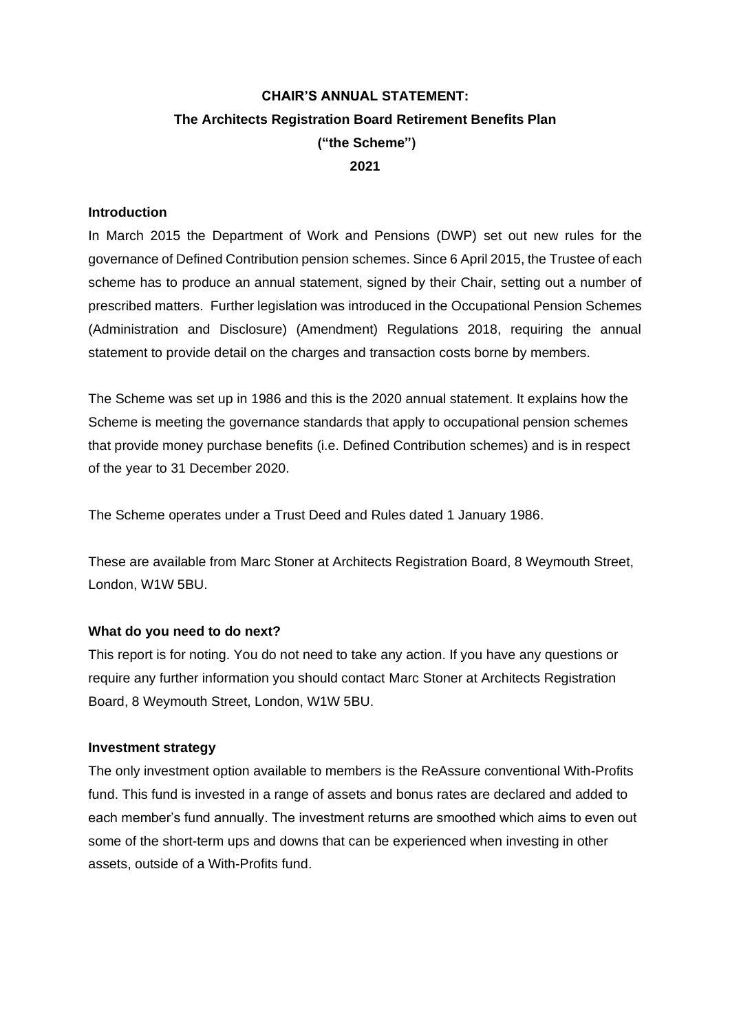**CHAIR'S ANNUAL STATEMENT:**

**The Architects Registration Board Retirement Benefits Plan**

**("the Scheme")**

**2021**

**Introduction**

In March 2015 the Department of Work and Pensions (DWP) set out new rules for the governance of Defined Contribution pension schemes. Since 6 April 2015, the Trustee of each scheme has to produce an annual statement, signed by their Chair, setting out a number of prescribed matters. Further legislation was introduced in the Occupational Pension Schemes (Administration and Disclosure) (Amendment) Regulations 2018, requiring the annual statement to provide detail on the charges and transaction costs borne by members.

The Scheme was set up in 1986 and this is the 2020 annual statement. It explains how the Scheme is meeting the governance standards that apply to occupational pension schemes that provide money purchase benefits (i.e. Defined Contribution schemes) and is in respect of the year to 31 December 2020.

The Scheme operates under a Trust Deed and Rules dated 1 January 1986.

These are available from Marc Stoner at Architects Registration Board, 8 Weymouth Street, London, W1W 5BU.

**What do you need to do next?**

This report is for noting. You do not need to take any action. If you have any questions or require any further information you should contact Marc Stoner at Architects Registration Board, 8 Weymouth Street, London, W1W 5BU.

**Investment strategy**

The only investment option available to members is the ReAssure conventional With-Profits fund. This fund is invested in a range of assets and bonus rates are declared and added to each member's fund annually. The investment returns are smoothed which aims to even out some of the short-term ups and downs that can be experienced when investing in other assets, outside of a With-Profits fund.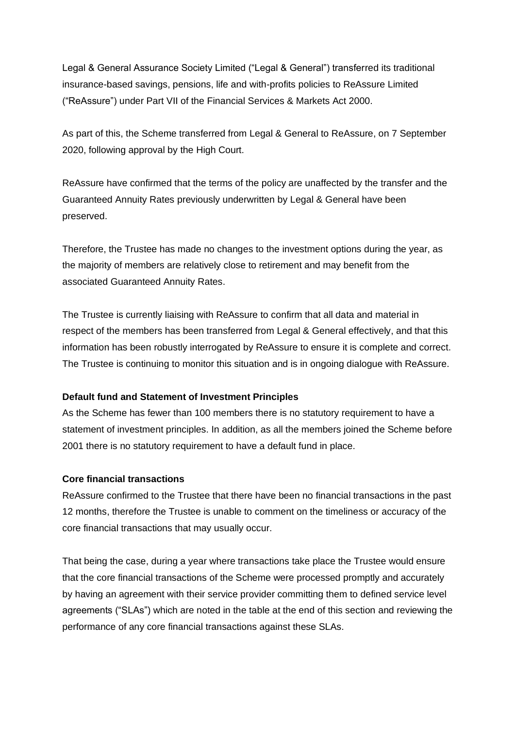Legal & General Assurance Society Limited ("Legal & General") transferred its traditional insurance-based savings, pensions, life and with-profits policies to ReAssure Limited ("ReAssure") under Part VII of the Financial Services & Markets Act 2000.

As part of this, the Scheme transferred from Legal & General to ReAssure, on 7 September 2020, following approval by the High Court.

ReAssure have confirmed that the terms of the policy are unaffected by the transfer and the Guaranteed Annuity Rates previously underwritten by Legal & General have been preserved.

Therefore, the Trustee has made no changes to the investment options during the year, as the majority of members are relatively close to retirement and may benefit from the associated Guaranteed Annuity Rates.

The Trustee is currently liaising with ReAssure to confirm that all data and material in respect of the members has been transferred from Legal & General effectively, and that this information has been robustly interrogated by ReAssure to ensure it is complete and correct. The Trustee is continuing to monitor this situation and is in ongoing dialogue with ReAssure.

**Default fund and Statement of Investment Principles**

As the Scheme has fewer than 100 members there is no statutory requirement to have a statement of investment principles. In addition, as all the members joined the Scheme before 2001 there is no statutory requirement to have a default fund in place.

**Core financial transactions**

ReAssure confirmed to the Trustee that there have been no financial transactions in the past 12 months, therefore the Trustee is unable to comment on the timeliness or accuracy of the core financial transactions that may usually occur.

That being the case, during a year where transactions take place the Trustee would ensure that the core financial transactions of the Scheme were processed promptly and accurately by having an agreement with their service provider committing them to defined service level agreements ("SLAs") which are noted in the table at the end of this section and reviewing the performance of any core financial transactions against these SLAs.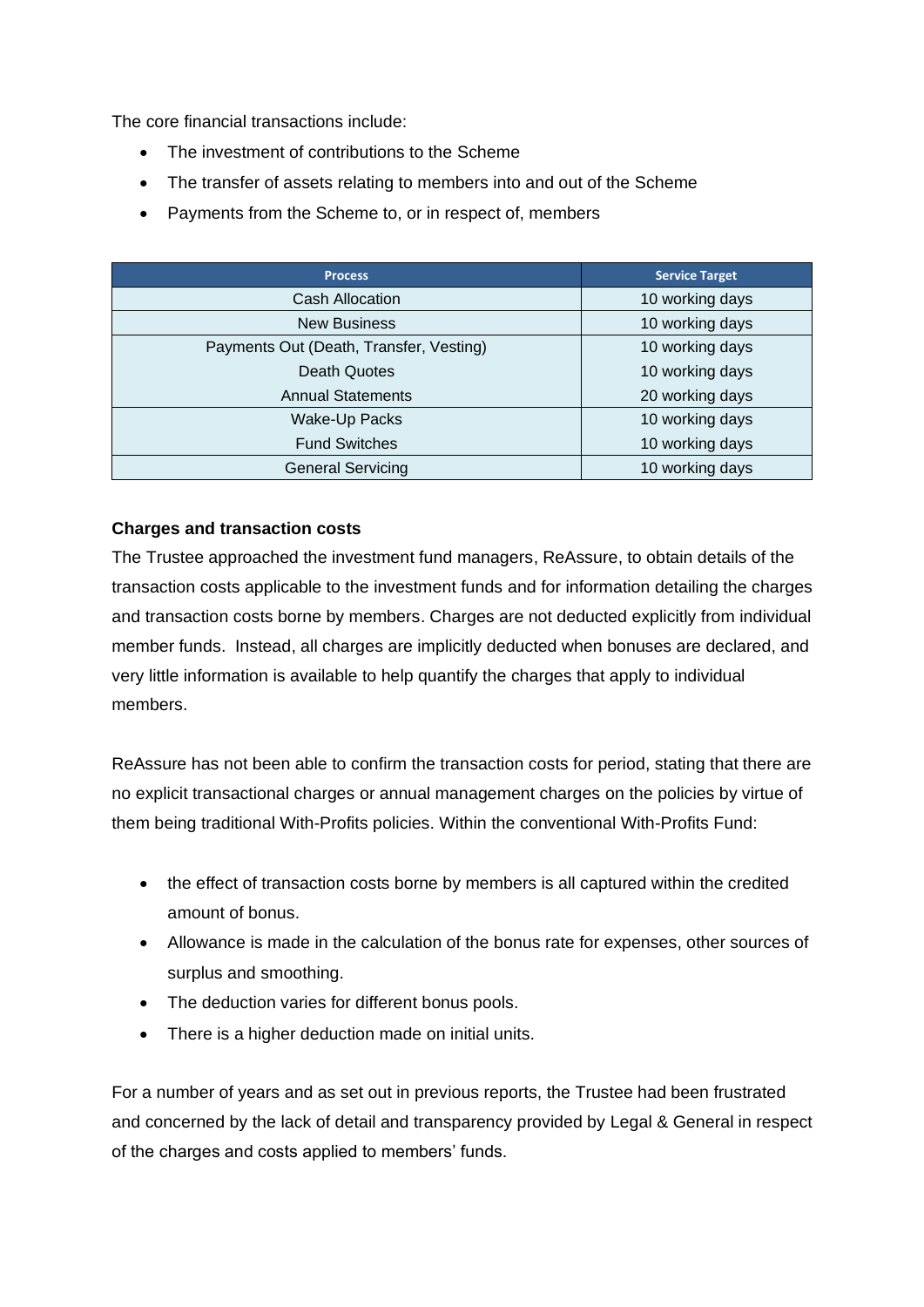The core financial transactions include:

- The investment of contributions to the Scheme
- The transfer of assets relating to members into and out of the Scheme
- Payments from the Scheme to, or in respect of, members

| Process | Service Target |
|---|---|
| Cash Allocation | 10 working days |
| New Business | 10 working days |
| Payments Out (Death, Transfer, Vesting) | 10 working days |
| Death Quotes | 10 working days |
| Annual Statements | 20 working days |
| Wake-Up Packs | 10 working days |
| Fund Switches | 10 working days |
| General Servicing | 10 working days |

**Charges and transaction costs**

The Trustee approached the investment fund managers, ReAssure, to obtain details of the transaction costs applicable to the investment funds and for information detailing the charges and transaction costs borne by members. Charges are not deducted explicitly from individual member funds. Instead, all charges are implicitly deducted when bonuses are declared, and very little information is available to help quantify the charges that apply to individual members.

ReAssure has not been able to confirm the transaction costs for period, stating that there are no explicit transactional charges or annual management charges on the policies by virtue of them being traditional With-Profits policies. Within the conventional With-Profits Fund:

- the effect of transaction costs borne by members is all captured within the credited amount of bonus.
- Allowance is made in the calculation of the bonus rate for expenses, other sources of surplus and smoothing.
- The deduction varies for different bonus pools.
- There is a higher deduction made on initial units.

For a number of years and as set out in previous reports, the Trustee had been frustrated and concerned by the lack of detail and transparency provided by Legal & General in respect of the charges and costs applied to members' funds.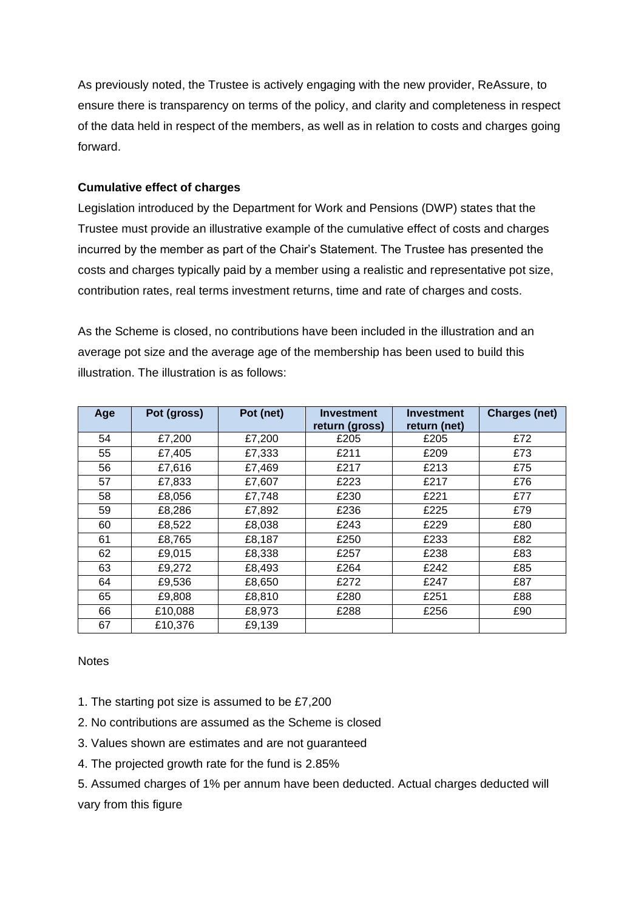As previously noted, the Trustee is actively engaging with the new provider, ReAssure, to ensure there is transparency on terms of the policy, and clarity and completeness in respect of the data held in respect of the members, as well as in relation to costs and charges going forward.

**Cumulative effect of charges**

Legislation introduced by the Department for Work and Pensions (DWP) states that the Trustee must provide an illustrative example of the cumulative effect of costs and charges incurred by the member as part of the Chair's Statement. The Trustee has presented the costs and charges typically paid by a member using a realistic and representative pot size, contribution rates, real terms investment returns, time and rate of charges and costs.

As the Scheme is closed, no contributions have been included in the illustration and an average pot size and the average age of the membership has been used to build this illustration. The illustration is as follows:

| Age | Pot (gross) | Pot (net) | Investment return (gross) | Investment return (net) | Charges (net) |
|---|---|---|---|---|---|
| 54 | £7,200 | £7,200 | £205 | £205 | £72 |
| 55 | £7,405 | £7,333 | £211 | £209 | £73 |
| 56 | £7,616 | £7,469 | £217 | £213 | £75 |
| 57 | £7,833 | £7,607 | £223 | £217 | £76 |
| 58 | £8,056 | £7,748 | £230 | £221 | £77 |
| 59 | £8,286 | £7,892 | £236 | £225 | £79 |
| 60 | £8,522 | £8,038 | £243 | £229 | £80 |
| 61 | £8,765 | £8,187 | £250 | £233 | £82 |
| 62 | £9,015 | £8,338 | £257 | £238 | £83 |
| 63 | £9,272 | £8,493 | £264 | £242 | £85 |
| 64 | £9,536 | £8,650 | £272 | £247 | £87 |
| 65 | £9,808 | £8,810 | £280 | £251 | £88 |
| 66 | £10,088 | £8,973 | £288 | £256 | £90 |
| 67 | £10,376 | £9,139 | | | |

Notes

1. The starting pot size is assumed to be £7,200
2. No contributions are assumed as the Scheme is closed
3. Values shown are estimates and are not guaranteed
4. The projected growth rate for the fund is 2.85%
5. Assumed charges of 1% per annum have been deducted. Actual charges deducted will vary from this figure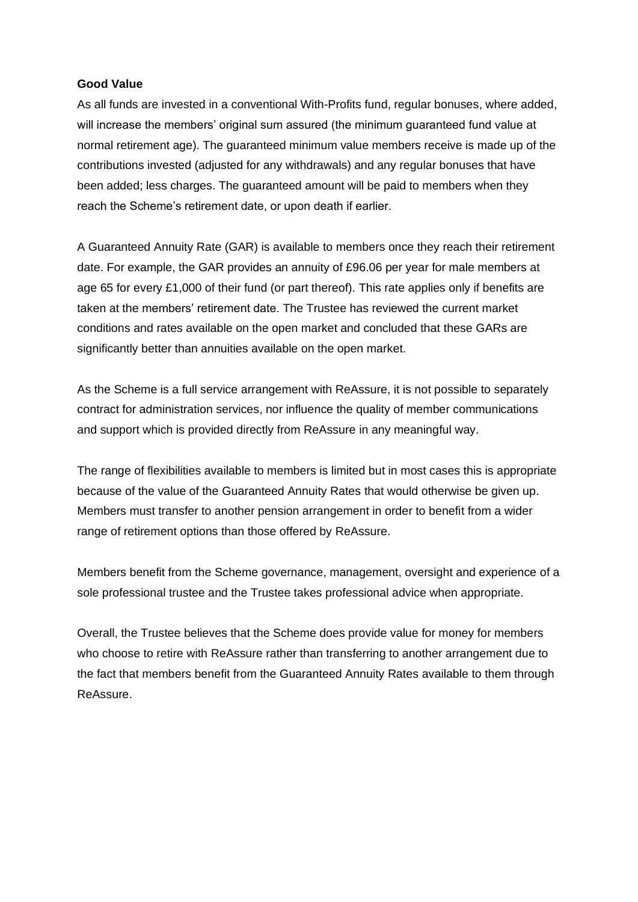**Good Value**

As all funds are invested in a conventional With-Profits fund, regular bonuses, where added, will increase the members' original sum assured (the minimum guaranteed fund value at normal retirement age). The guaranteed minimum value members receive is made up of the contributions invested (adjusted for any withdrawals) and any regular bonuses that have been added; less charges. The guaranteed amount will be paid to members when they reach the Scheme's retirement date, or upon death if earlier.

A Guaranteed Annuity Rate (GAR) is available to members once they reach their retirement date. For example, the GAR provides an annuity of £96.06 per year for male members at age 65 for every £1,000 of their fund (or part thereof). This rate applies only if benefits are taken at the members' retirement date. The Trustee has reviewed the current market conditions and rates available on the open market and concluded that these GARs are significantly better than annuities available on the open market.

As the Scheme is a full service arrangement with ReAssure, it is not possible to separately contract for administration services, nor influence the quality of member communications and support which is provided directly from ReAssure in any meaningful way.

The range of flexibilities available to members is limited but in most cases this is appropriate because of the value of the Guaranteed Annuity Rates that would otherwise be given up. Members must transfer to another pension arrangement in order to benefit from a wider range of retirement options than those offered by ReAssure.

Members benefit from the Scheme governance, management, oversight and experience of a sole professional trustee and the Trustee takes professional advice when appropriate.

Overall, the Trustee believes that the Scheme does provide value for money for members who choose to retire with ReAssure rather than transferring to another arrangement due to the fact that members benefit from the Guaranteed Annuity Rates available to them through ReAssure.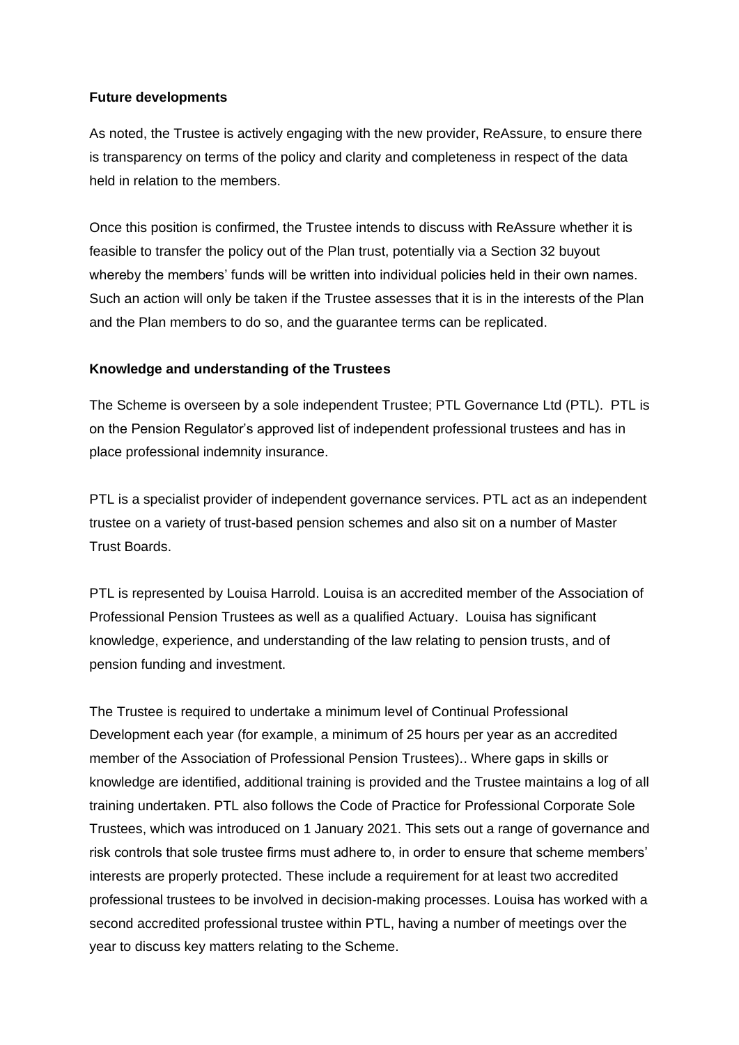**Future developments**

As noted, the Trustee is actively engaging with the new provider, ReAssure, to ensure there is transparency on terms of the policy and clarity and completeness in respect of the data held in relation to the members.

Once this position is confirmed, the Trustee intends to discuss with ReAssure whether it is feasible to transfer the policy out of the Plan trust, potentially via a Section 32 buyout whereby the members' funds will be written into individual policies held in their own names. Such an action will only be taken if the Trustee assesses that it is in the interests of the Plan and the Plan members to do so, and the guarantee terms can be replicated.

**Knowledge and understanding of the Trustees**

The Scheme is overseen by a sole independent Trustee; PTL Governance Ltd (PTL). PTL is on the Pension Regulator's approved list of independent professional trustees and has in place professional indemnity insurance.

PTL is a specialist provider of independent governance services. PTL act as an independent trustee on a variety of trust-based pension schemes and also sit on a number of Master Trust Boards.

PTL is represented by Louisa Harrold. Louisa is an accredited member of the Association of Professional Pension Trustees as well as a qualified Actuary. Louisa has significant knowledge, experience, and understanding of the law relating to pension trusts, and of pension funding and investment.

The Trustee is required to undertake a minimum level of Continual Professional Development each year (for example, a minimum of 25 hours per year as an accredited member of the Association of Professional Pension Trustees).. Where gaps in skills or knowledge are identified, additional training is provided and the Trustee maintains a log of all training undertaken. PTL also follows the Code of Practice for Professional Corporate Sole Trustees, which was introduced on 1 January 2021. This sets out a range of governance and risk controls that sole trustee firms must adhere to, in order to ensure that scheme members' interests are properly protected. These include a requirement for at least two accredited professional trustees to be involved in decision-making processes. Louisa has worked with a second accredited professional trustee within PTL, having a number of meetings over the year to discuss key matters relating to the Scheme.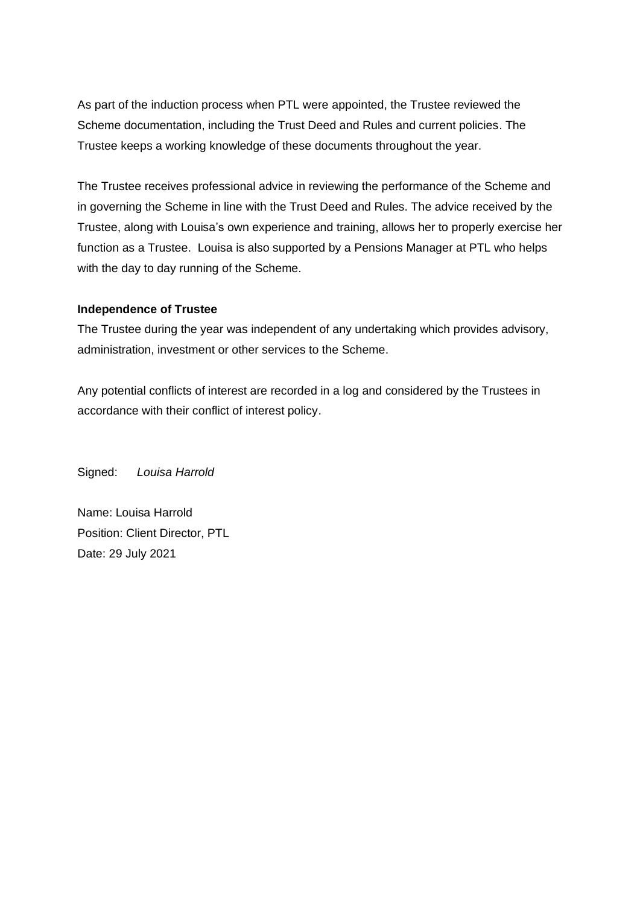As part of the induction process when PTL were appointed, the Trustee reviewed the Scheme documentation, including the Trust Deed and Rules and current policies. The Trustee keeps a working knowledge of these documents throughout the year.

The Trustee receives professional advice in reviewing the performance of the Scheme and in governing the Scheme in line with the Trust Deed and Rules. The advice received by the Trustee, along with Louisa's own experience and training, allows her to properly exercise her function as a Trustee. Louisa is also supported by a Pensions Manager at PTL who helps with the day to day running of the Scheme.

**Independence of Trustee**

The Trustee during the year was independent of any undertaking which provides advisory, administration, investment or other services to the Scheme.

Any potential conflicts of interest are recorded in a log and considered by the Trustees in accordance with their conflict of interest policy.

Signed: *Louisa Harrold*

Name: Louisa Harrold
Position: Client Director, PTL
Date: 29 July 2021